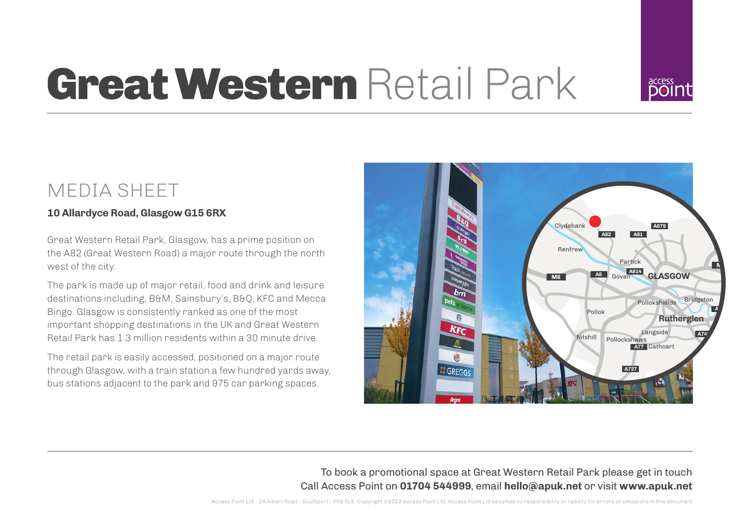# Great Western Retail Park

## MEDIA SHEET

**10 Allardyce Road, Glasgow G15 6RX**

Great Western Retail Park, Glasgow, has a prime position on the A82 (Great Western Road) a major route through the north west of the city.

The park is made up of major retail, food and drink and leisure destinations including, B&M, Sainsbury's, B&Q, KFC and Mecca Bingo. Glasgow is consistently ranked as one of the most important shopping destinations in the UK and Great Western Retail Park has 1.3 million residents within a 30 minute drive.

The retail park is easily accessed, positioned on a major route through Glasgow, with a train station a few hundred yards away, bus stations adjacent to the park and 975 car parking spaces.

To book a promotional space at Great Western Retail Park please get in touch
Call Access Point on **01704 544999**, email **hello@apuk.net** or visit **www.apuk.net**

Access Point Ltd - 2A Albert Road - Southport - PR9 0LE. Copyright ©2022 Access Point Ltd. Access Point Ltd assumes no responsibility or liability for errors or omissions in this document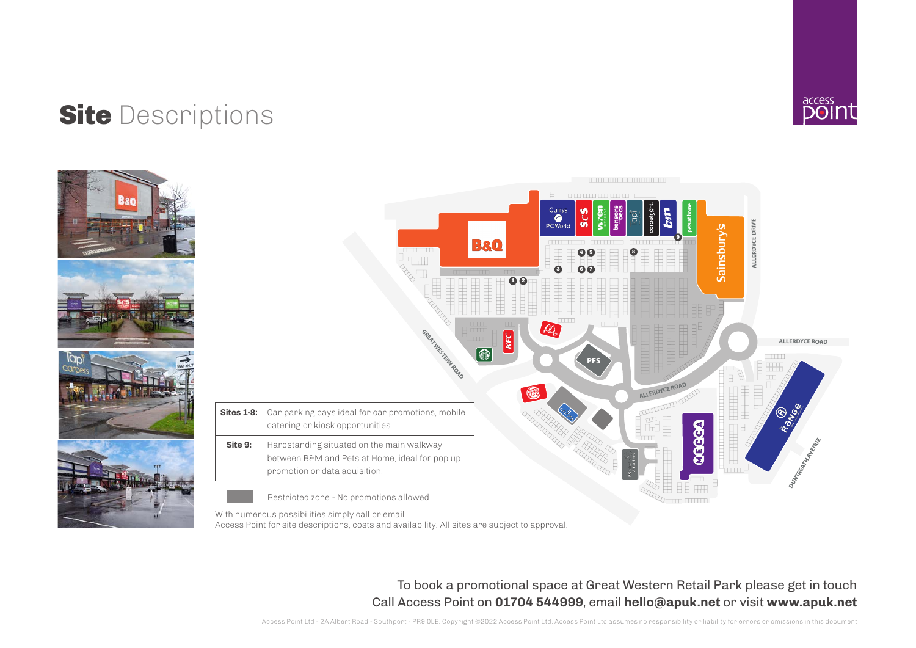# **Site** Descriptions

| | |
|---|---|
| **Sites 1-8:** | Car parking bays ideal for car promotions, mobile catering or kiosk opportunities. |
| **Site 9:** | Hardstanding situated on the main walkway between B&M and Pets at Home, ideal for pop up promotion or data aquisition. |

Restricted zone - No promotions allowed.

With numerous possibilities simply call or email.
Access Point for site descriptions, costs and availability. All sites are subject to approval.

To book a promotional space at Great Western Retail Park please get in touch
Call Access Point on **01704 544999**, email **hello@apuk.net** or visit **www.apuk.net**

Access Point Ltd - 2A Albert Road - Southport - PR9 0LE. Copyright ©2022 Access Point Ltd. Access Point Ltd assumes no responsibility or liability for errors or omissions in this document